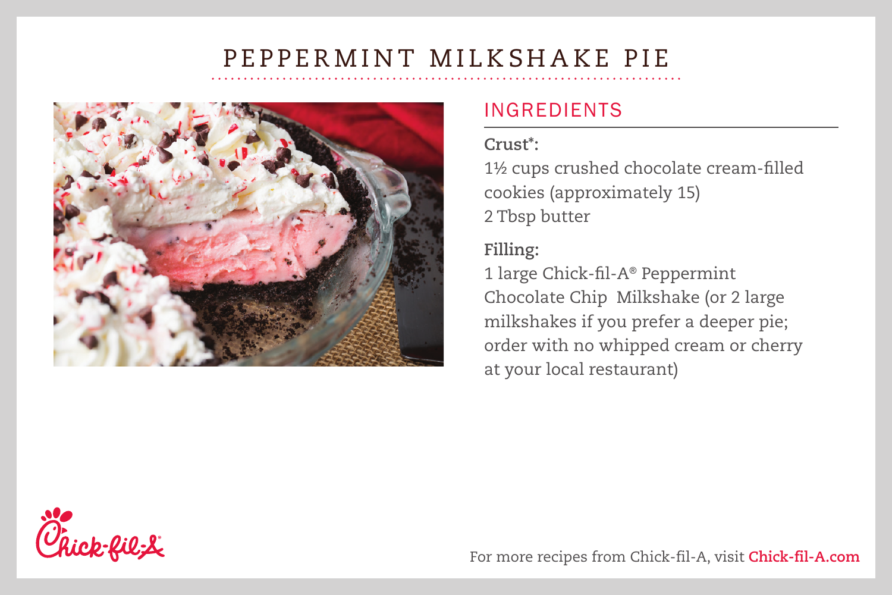# PEPPERMINT MILKSHAKE PIE

## INGREDIENTS

**Crust*:**

1½ cups crushed chocolate cream-filled cookies (approximately 15)
2 Tbsp butter

**Filling:**

1 large Chick-fil-A® Peppermint Chocolate Chip Milkshake (or 2 large milkshakes if you prefer a deeper pie; order with no whipped cream or cherry at your local restaurant)

For more recipes from Chick-fil-A, visit **Chick-fil-A.com**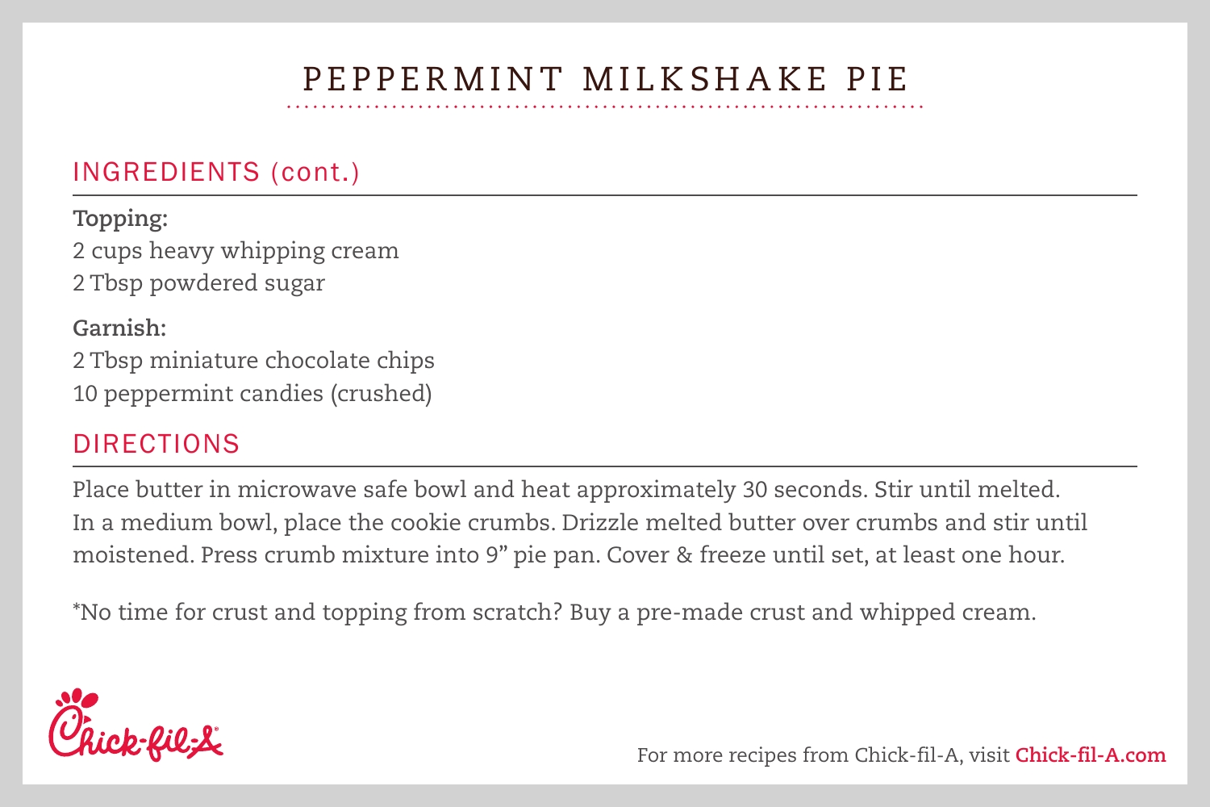# PEPPERMINT MILKSHAKE PIE

## INGREDIENTS (cont.)

**Topping:**
2 cups heavy whipping cream
2 Tbsp powdered sugar

**Garnish:**
2 Tbsp miniature chocolate chips
10 peppermint candies (crushed)

## DIRECTIONS

Place butter in microwave safe bowl and heat approximately 30 seconds. Stir until melted. In a medium bowl, place the cookie crumbs. Drizzle melted butter over crumbs and stir until moistened. Press crumb mixture into 9" pie pan. Cover & freeze until set, at least one hour.

*No time for crust and topping from scratch? Buy a pre-made crust and whipped cream.

For more recipes from Chick-fil-A, visit **Chick-fil-A.com**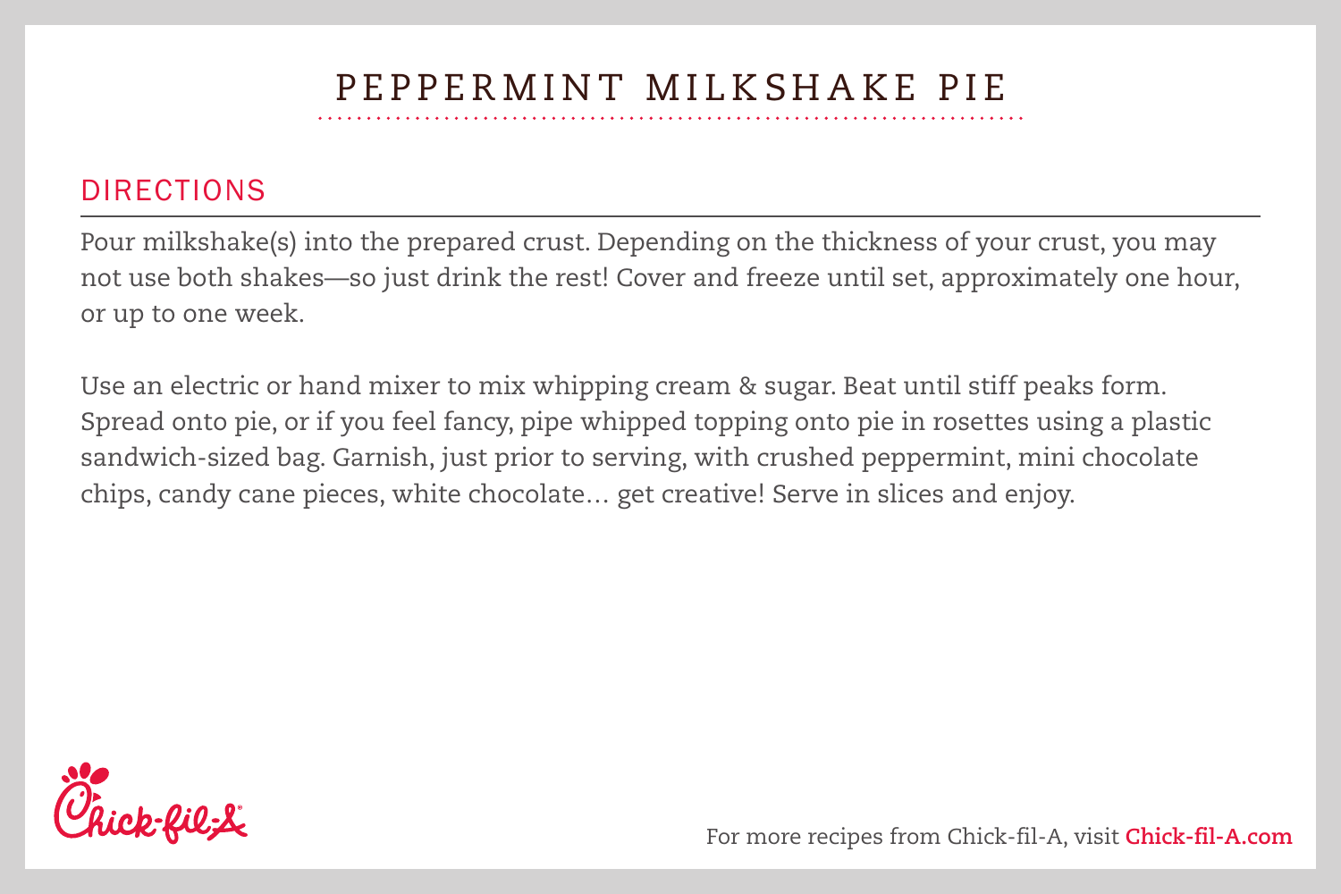# PEPPERMINT MILKSHAKE PIE

## DIRECTIONS

Pour milkshake(s) into the prepared crust. Depending on the thickness of your crust, you may not use both shakes—so just drink the rest! Cover and freeze until set, approximately one hour, or up to one week.

Use an electric or hand mixer to mix whipping cream & sugar. Beat until stiff peaks form. Spread onto pie, or if you feel fancy, pipe whipped topping onto pie in rosettes using a plastic sandwich-sized bag. Garnish, just prior to serving, with crushed peppermint, mini chocolate chips, candy cane pieces, white chocolate… get creative! Serve in slices and enjoy.

Chick-fil-A

For more recipes from Chick-fil-A, visit **Chick-fil-A.com**